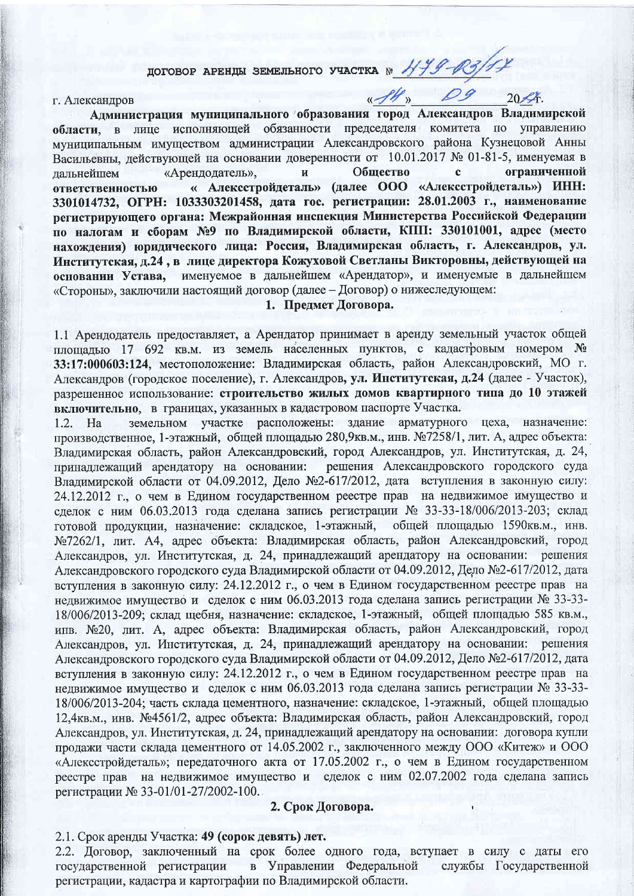# ДОГОВОР АРЕНДЫ ЗЕМЕЛЬНОГО УЧАСТКА № 1179-03/17

г. Александров «14» 09 2017г.

**Администрация муниципального образования город Александров Владимирской области,** в лице исполняющей обязанности председателя комитета по управлению муниципальным имуществом администрации Александровского района Кузнецовой Анны Васильевны, действующей на основании доверенности от 10.01.2017 № 01-81-5, именуемая в дальнейшем «Арендодатель», и **Общество с ограниченной ответственностью « Алексстройдеталь» (далее ООО «Алексстройдеталь») ИНН: 3301014732, ОГРН: 1033303201458, дата гос. регистрации: 28.01.2003 г., наименование регистрирующего органа: Межрайонная инспекция Министерства Российской Федерации по налогам и сборам №9 по Владимирской области, КПП: 330101001, адрес (место нахождения) юридического лица: Россия, Владимирская область, г. Александров, ул. Институтская, д.24 , в лице директора Кожуховой Светланы Викторовны, действующей на основании Устава,** именуемое в дальнейшем «Арендатор», и именуемые в дальнейшем «Стороны», заключили настоящий договор (далее – Договор) о нижеследующем:

## 1. Предмет Договора.

1.1 Арендодатель предоставляет, а Арендатор принимает в аренду земельный участок общей площадью 17 692 кв.м. из земель населенных пунктов, с кадастровым номером **№ 33:17:000603:124**, местоположение: Владимирская область, район Александровский, МО г. Александров (городское поселение), г. Александров, **ул. Институтская, д.24** (далее - Участок), разрешенное использование: **строительство жилых домов квартирного типа до 10 этажей включительно**, в границах, указанных в кадастровом паспорте Участка.

1.2. На земельном участке расположены: здание арматурного цеха, назначение: производственное, 1-этажный, общей площадью 280,9кв.м., инв. №7258/1, лит. А, адрес объекта: Владимирская область, район Александровский, город Александров, ул. Институтская, д. 24, принадлежащий арендатору на основании: решения Александровского городского суда Владимирской области от 04.09.2012, Дело №2-617/2012, дата вступления в законную силу: 24.12.2012 г., о чем в Едином государственном реестре прав на недвижимое имущество и сделок с ним 06.03.2013 года сделана запись регистрации № 33-33-18/006/2013-203; склад готовой продукции, назначение: складское, 1-этажный, общей площадью 1590кв.м., инв. №7262/1, лит. А4, адрес объекта: Владимирская область, район Александровский, город Александров, ул. Институтская, д. 24, принадлежащий арендатору на основании: решения Александровского городского суда Владимирской области от 04.09.2012, Дело №2-617/2012, дата вступления в законную силу: 24.12.2012 г., о чем в Едином государственном реестре прав на недвижимое имущество и сделок с ним 06.03.2013 года сделана запись регистрации № 33-33-18/006/2013-209; склад щебня, назначение: складское, 1-этажный, общей площадью 585 кв.м., инв. №20, лит. А, адрес объекта: Владимирская область, район Александровский, город Александров, ул. Институтская, д. 24, принадлежащий арендатору на основании: решения Александровского городского суда Владимирской области от 04.09.2012, Дело №2-617/2012, дата вступления в законную силу: 24.12.2012 г., о чем в Едином государственном реестре прав на недвижимое имущество и сделок с ним 06.03.2013 года сделана запись регистрации № 33-33-18/006/2013-204; часть склада цементного, назначение: складское, 1-этажный, общей площадью 12,4кв.м., инв. №4561/2, адрес объекта: Владимирская область, район Александровский, город Александров, ул. Институтская, д. 24, принадлежащий арендатору на основании: договора купли продажи части склада цементного от 14.05.2002 г., заключенного между ООО «Китеж» и ООО «Алексстройдеталь»; передаточного акта от 17.05.2002 г., о чем в Едином государственном реестре прав на недвижимое имущество и сделок с ним 02.07.2002 года сделана запись регистрации № 33-01/01-27/2002-100.

## 2. Срок Договора.

2.1. Срок аренды Участка: **49 (сорок девять) лет.**

2.2. Договор, заключенный на срок более одного года, вступает в силу с даты его государственной регистрации в Управлении Федеральной службы Государственной регистрации, кадастра и картографии по Владимирской области.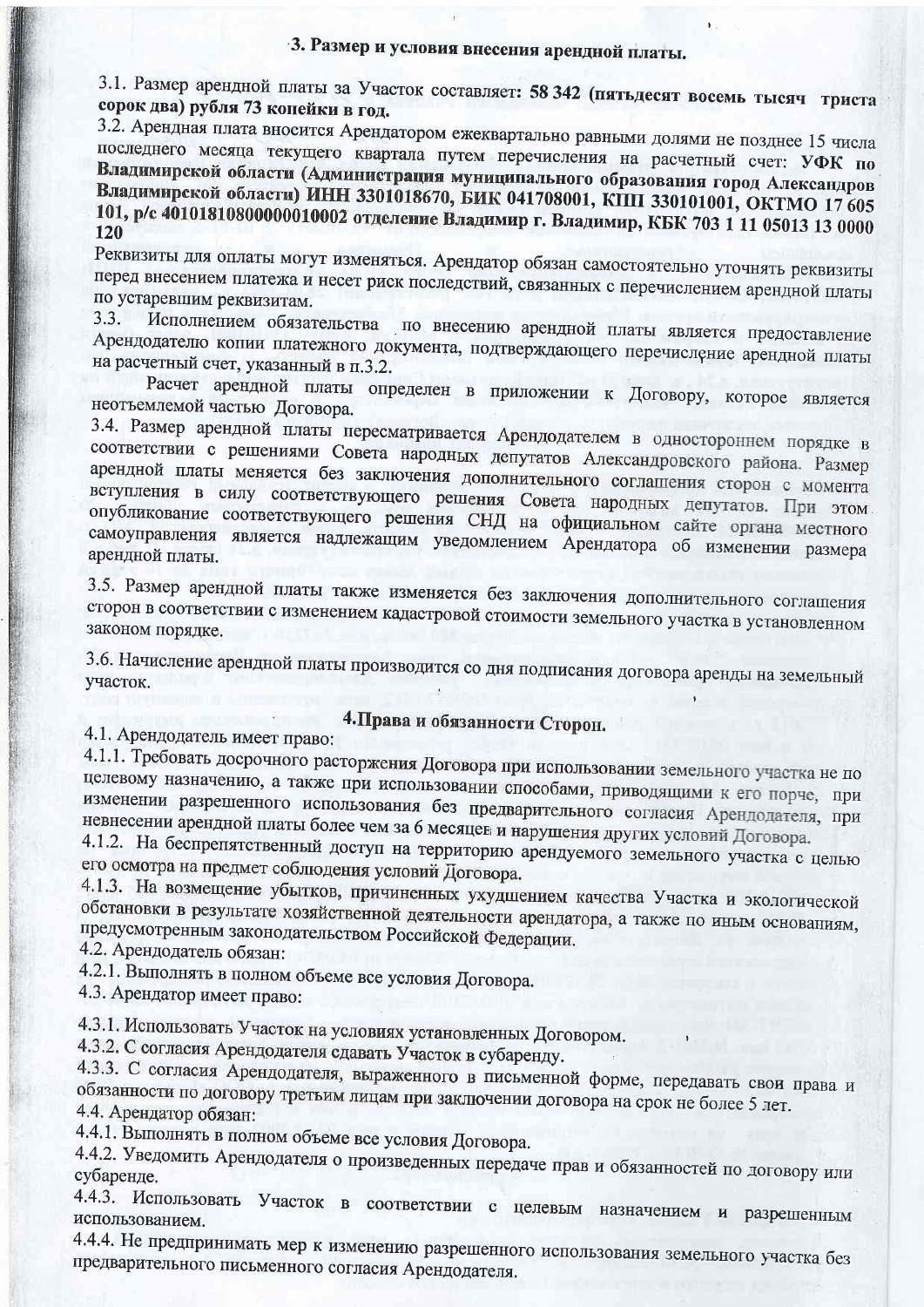## 3. Размер и условия внесения арендной платы.

3.1. Размер арендной платы за Участок составляет: **58 342 (пятьдесят восемь тысяч триста сорок два) рубля 73 копейки в год.**

3.2. Арендная плата вносится Арендатором ежеквартально равными долями не позднее 15 числа последнего месяца текущего квартала путем перечисления на расчетный счет: **УФК по Владимирской области (Администрация муниципального образования город Александров Владимирской области) ИНН 3301018670, БИК 041708001, КПП 330101001, ОКТМО 17 605 101, р/с 40101810800000010002 отделение Владимир г. Владимир, КБК 703 1 11 05013 13 0000 120**

Реквизиты для оплаты могут изменяться. Арендатор обязан самостоятельно уточнять реквизиты перед внесением платежа и несет риск последствий, связанных с перечислением арендной платы по устаревшим реквизитам.

3.3. Исполнением обязательства по внесению арендной платы является предоставление Арендодателю копии платежного документа, подтверждающего перечисление арендной платы на расчетный счет, указанный в п.3.2.

Расчет арендной платы определен в приложении к Договору, которое является неотъемлемой частью Договора.

3.4. Размер арендной платы пересматривается Арендодателем в одностороннем порядке в соответствии с решениями Совета народных депутатов Александровского района. Размер арендной платы меняется без заключения дополнительного соглашения сторон с момента вступления в силу соответствующего решения Совета народных депутатов. При этом опубликование соответствующего решения СНД на официальном сайте органа местного самоуправления является надлежащим уведомлением Арендатора об изменении размера арендной платы.

3.5. Размер арендной платы также изменяется без заключения дополнительного соглашения сторон в соответствии с изменением кадастровой стоимости земельного участка в установленном законом порядке.

3.6. Начисление арендной платы производится со дня подписания договора аренды на земельный участок.

## 4. Права и обязанности Сторон.

4.1. Арендодатель имеет право:

4.1.1. Требовать досрочного расторжения Договора при использовании земельного участка не по целевому назначению, а также при использовании способами, приводящими к его порче, при изменении разрешенного использования без предварительного согласия Арендодателя, при невнесении арендной платы более чем за 6 месяцев и нарушения других условий Договора.

4.1.2. На беспрепятственный доступ на территорию арендуемого земельного участка с целью его осмотра на предмет соблюдения условий Договора.

4.1.3. На возмещение убытков, причиненных ухудшением качества Участка и экологической обстановки в результате хозяйственной деятельности арендатора, а также по иным основаниям, предусмотренным законодательством Российской Федерации.

4.2. Арендодатель обязан:

4.2.1. Выполнять в полном объеме все условия Договора.

4.3. Арендатор имеет право:

4.3.1. Использовать Участок на условиях установленных Договором.

4.3.2. С согласия Арендодателя сдавать Участок в субаренду.

4.3.3. С согласия Арендодателя, выраженного в письменной форме, передавать свои права и обязанности по договору третьим лицам при заключении договора на срок не более 5 лет.

4.4. Арендатор обязан:

4.4.1. Выполнять в полном объеме все условия Договора.

4.4.2. Уведомить Арендодателя о произведенных передаче прав и обязанностей по договору или субаренде.

4.4.3. Использовать Участок в соответствии с целевым назначением и разрешенным использованием.

4.4.4. Не предпринимать мер к изменению разрешенного использования земельного участка без предварительного письменного согласия Арендодателя.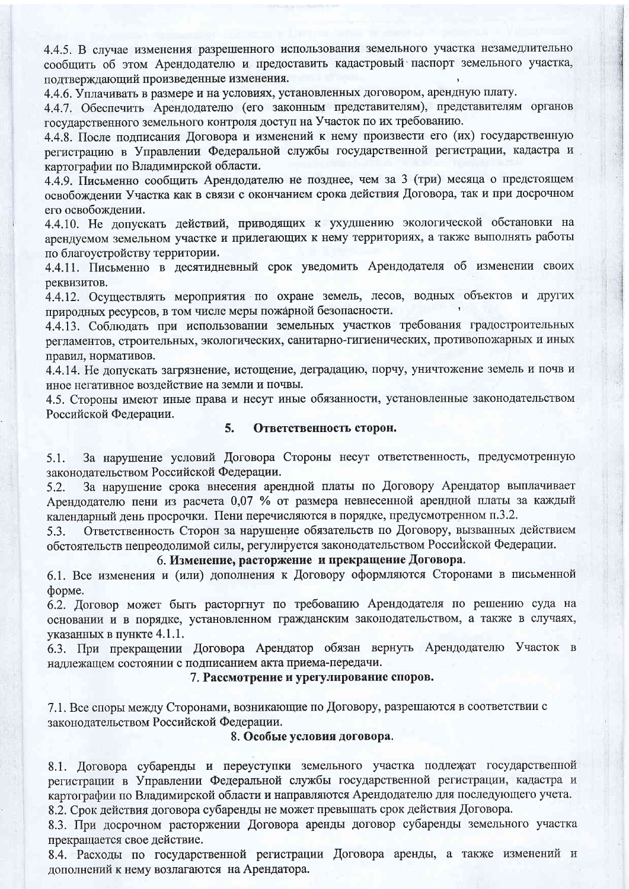4.4.5. В случае изменения разрешенного использования земельного участка незамедлительно сообщить об этом Арендодателю и предоставить кадастровый паспорт земельного участка, подтверждающий произведенные изменения.

4.4.6. Уплачивать в размере и на условиях, установленных договором, арендную плату.

4.4.7. Обеспечить Арендодателю (его законным представителям), представителям органов государственного земельного контроля доступ на Участок по их требованию.

4.4.8. После подписания Договора и изменений к нему произвести его (их) государственную регистрацию в Управлении Федеральной службы государственной регистрации, кадастра и картографии по Владимирской области.

4.4.9. Письменно сообщить Арендодателю не позднее, чем за 3 (три) месяца о предстоящем освобождении Участка как в связи с окончанием срока действия Договора, так и при досрочном его освобождении.

4.4.10. Не допускать действий, приводящих к ухудшению экологической обстановки на арендуемом земельном участке и прилегающих к нему территориях, а также выполнять работы по благоустройству территории.

4.4.11. Письменно в десятидневный срок уведомить Арендодателя об изменении своих реквизитов.

4.4.12. Осуществлять мероприятия по охране земель, лесов, водных объектов и других природных ресурсов, в том числе меры пожарной безопасности.

4.4.13. Соблюдать при использовании земельных участков требования градостроительных регламентов, строительных, экологических, санитарно-гигиенических, противопожарных и иных правил, нормативов.

4.4.14. Не допускать загрязнение, истощение, деградацию, порчу, уничтожение земель и почв и иное негативное воздействие на земли и почвы.

4.5. Стороны имеют иные права и несут иные обязанности, установленные законодательством Российской Федерации.

## 5. Ответственность сторон.

5.1. За нарушение условий Договора Стороны несут ответственность, предусмотренную законодательством Российской Федерации.

5.2. За нарушение срока внесения арендной платы по Договору Арендатор выплачивает Арендодателю пени из расчета 0,07 % от размера невнесенной арендной платы за каждый календарный день просрочки. Пени перечисляются в порядке, предусмотренном п.3.2.

5.3. Ответственность Сторон за нарушение обязательств по Договору, вызванных действием обстоятельств непреодолимой силы, регулируется законодательством Российской Федерации.

## 6. Изменение, расторжение и прекращение Договора.

6.1. Все изменения и (или) дополнения к Договору оформляются Сторонами в письменной форме.

6.2. Договор может быть расторгнут по требованию Арендодателя по решению суда на основании и в порядке, установленном гражданским законодательством, а также в случаях, указанных в пункте 4.1.1.

6.3. При прекращении Договора Арендатор обязан вернуть Арендодателю Участок в надлежащем состоянии с подписанием акта приема-передачи.

## 7. Рассмотрение и урегулирование споров.

7.1. Все споры между Сторонами, возникающие по Договору, разрешаются в соответствии с законодательством Российской Федерации.

## 8. Особые условия договора.

8.1. Договора субаренды и переуступки земельного участка подлежат государственной регистрации в Управлении Федеральной службы государственной регистрации, кадастра и картографии по Владимирской области и направляются Арендодателю для последующего учета.

8.2. Срок действия договора субаренды не может превышать срок действия Договора.

8.3. При досрочном расторжении Договора аренды договор субаренды земельного участка прекращается свое действие.

8.4. Расходы по государственной регистрации Договора аренды, а также изменений и дополнений к нему возлагаются на Арендатора.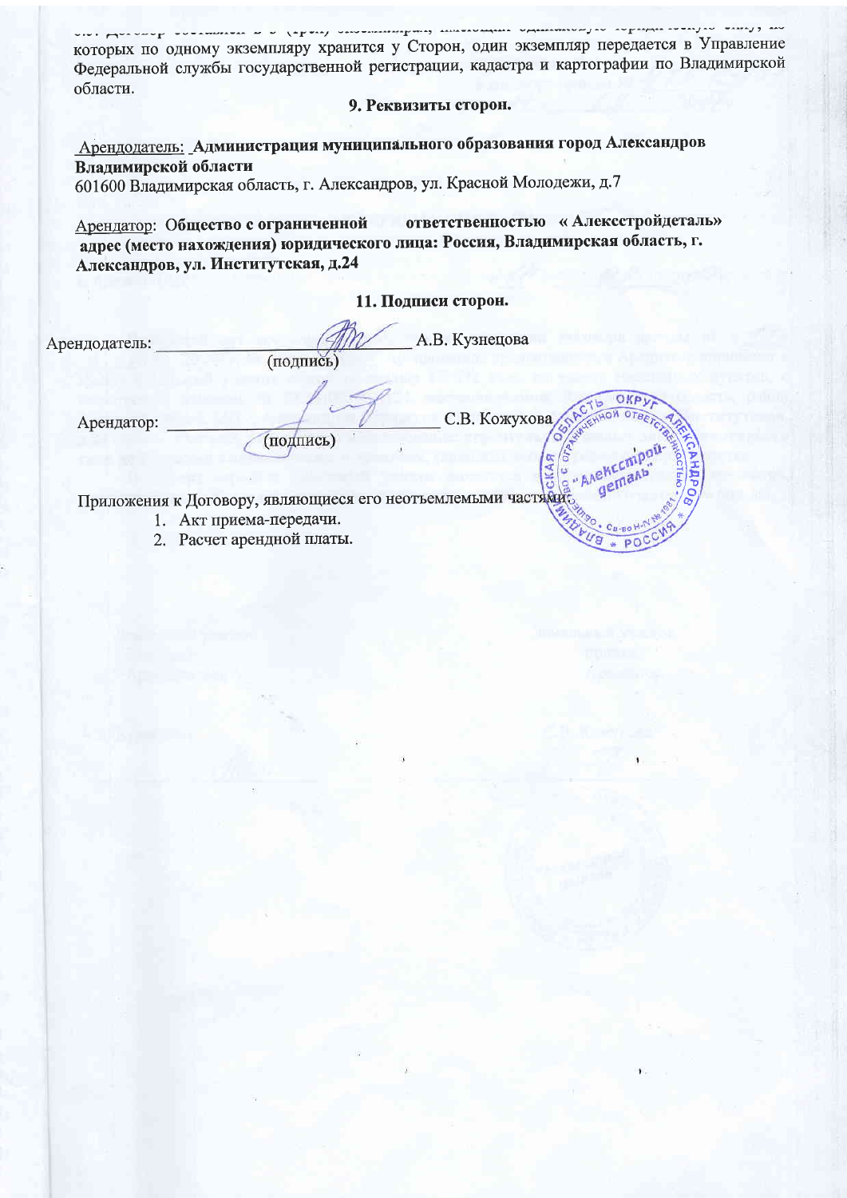которых по одному экземпляру хранится у Сторон, один экземпляр передается в Управление Федеральной службы государственной регистрации, кадастра и картографии по Владимирской области.

## 9. Реквизиты сторон.

Арендодатель: **Администрация муниципального образования город Александров Владимирской области**
601600 Владимирская область, г. Александров, ул. Красной Молодежи, д.7

Арендатор: **Общество с ограниченной ответственностью « Алексстройдеталь»**
**адрес (место нахождения) юридического лица: Россия, Владимирская область, г. Александров, ул. Институтская, д.24**

## 11. Подписи сторон.

Арендодатель: ______________________ А.В. Кузнецова
(подпись)

Арендатор: ______________________ С.В. Кожухова
(подпись)

Приложения к Договору, являющиеся его неотъемлемыми частями:

1. Акт приема-передачи.
2. Расчет арендной платы.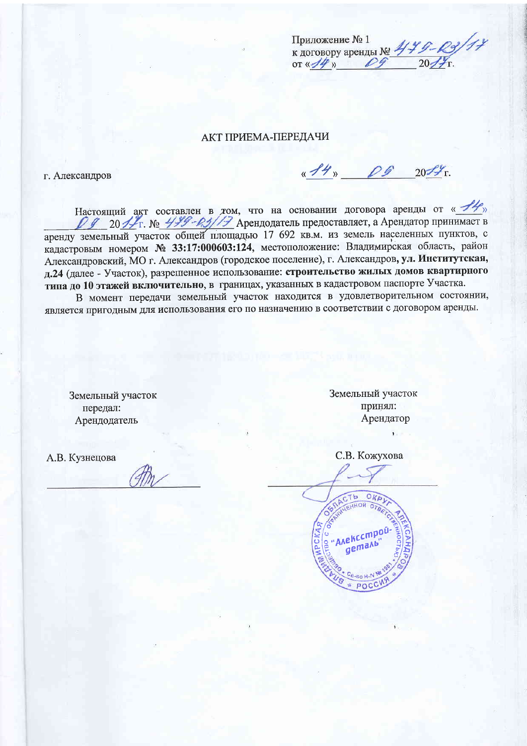Приложение № 1
к договору аренды № 479-Р3/17
от «14» 09 2017 г.

# АКТ ПРИЕМА-ПЕРЕДАЧИ

г. Александров «14» 09 2017 г.

Настоящий акт составлен в том, что на основании договора аренды от «14» 09 2017 г. № 479-Р3/17 Арендодатель предоставляет, а Арендатор принимает в аренду земельный участок общей площадью 17 692 кв.м. из земель населенных пунктов, с кадастровым номером **№ 33:17:000603:124**, местоположение: Владимирская область, район Александровский, МО г. Александров (городское поселение), г. Александров**, ул. Институтская, д.24** (далее - Участок), разрешенное использование: **строительство жилых домов квартирного типа до 10 этажей включительно**, в границах, указанных в кадастровом паспорте Участка.

В момент передачи земельный участок находится в удовлетворительном состоянии, является пригодным для использования его по назначению в соответствии с договором аренды.

| Земельный участок передал: Арендодатель | Земельный участок принял: Арендатор |
| --- | --- |
| А.В. Кузнецова | С.В. Кожухова |
| _____________________ | _____________________ |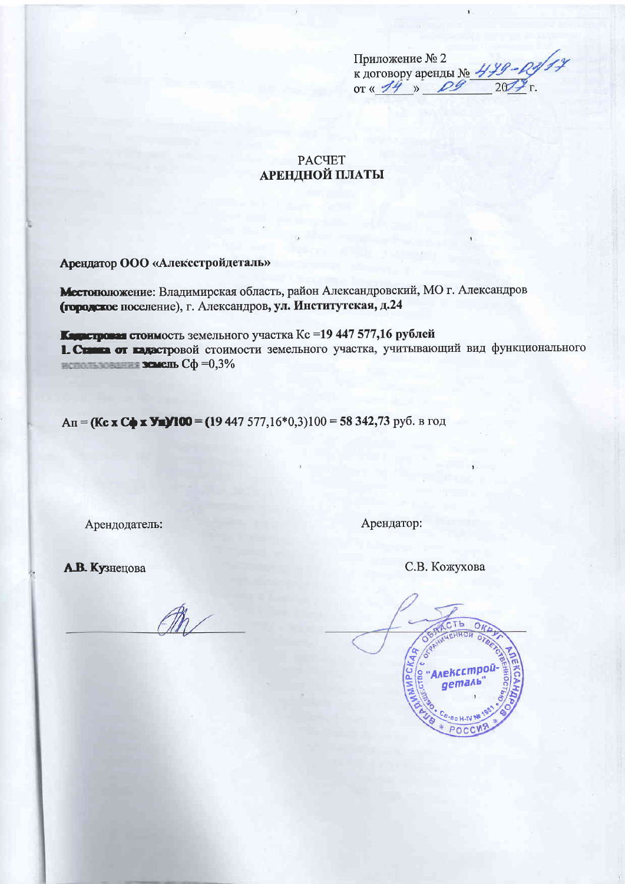Приложение № 2
к договору аренды № 479-Р/17
от « 14 » 09 2017 г.

# РАСЧЕТ
## АРЕНДНОЙ ПЛАТЫ

**Арендатор ООО «Алекстройдеталь»**

**Местоположение**: Владимирская область, район Александровский, МО г. Александров (**городское** поселение), г. Александров, **ул. Институтская, д.24**

**Кадастровая стоимость** земельного участка Кс =**19 447 577,16 рублей**

**1. Ставка от кадастровой** стоимости земельного участка, учитывающий вид функционального использования **земель** Сф =0,3%

Ап = **(Кс x Сф x Уп)/100 = (**19 447 577,16*0,3)100 = **58 342,73** руб. в год

| Арендодатель: | Арендатор: |
|---|---|
| **А.В. Кузнецова** | С.В. Кожухова |

Владимирская область, округ Александров. Общество с ограниченной ответственностью "Алекстрой-деталь". Св-во Н-IV № 1981. Россия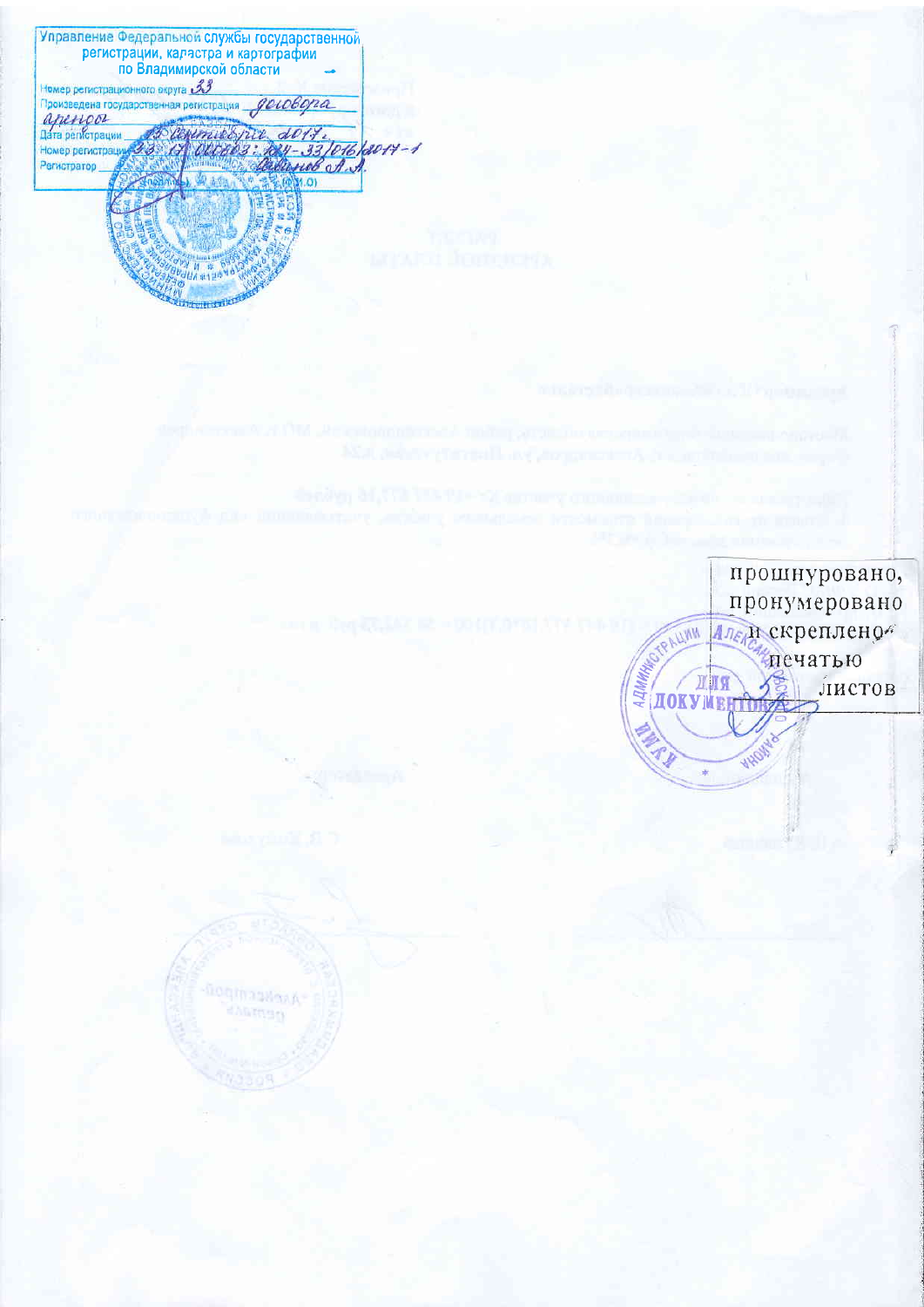Управление Федеральной службы государственной регистрации, кадастра и картографии по Владимирской области

Номер регистрационного округа 33

Произведена государственная регистрация договора аренды

Дата регистрации 15 сентября 2017 г.

Номер регистрации 33:17:000603:204-33/016/2017-1

Регистратор Федотов А.А.

прошнуровано, пронумеровано и скреплено печатью листов